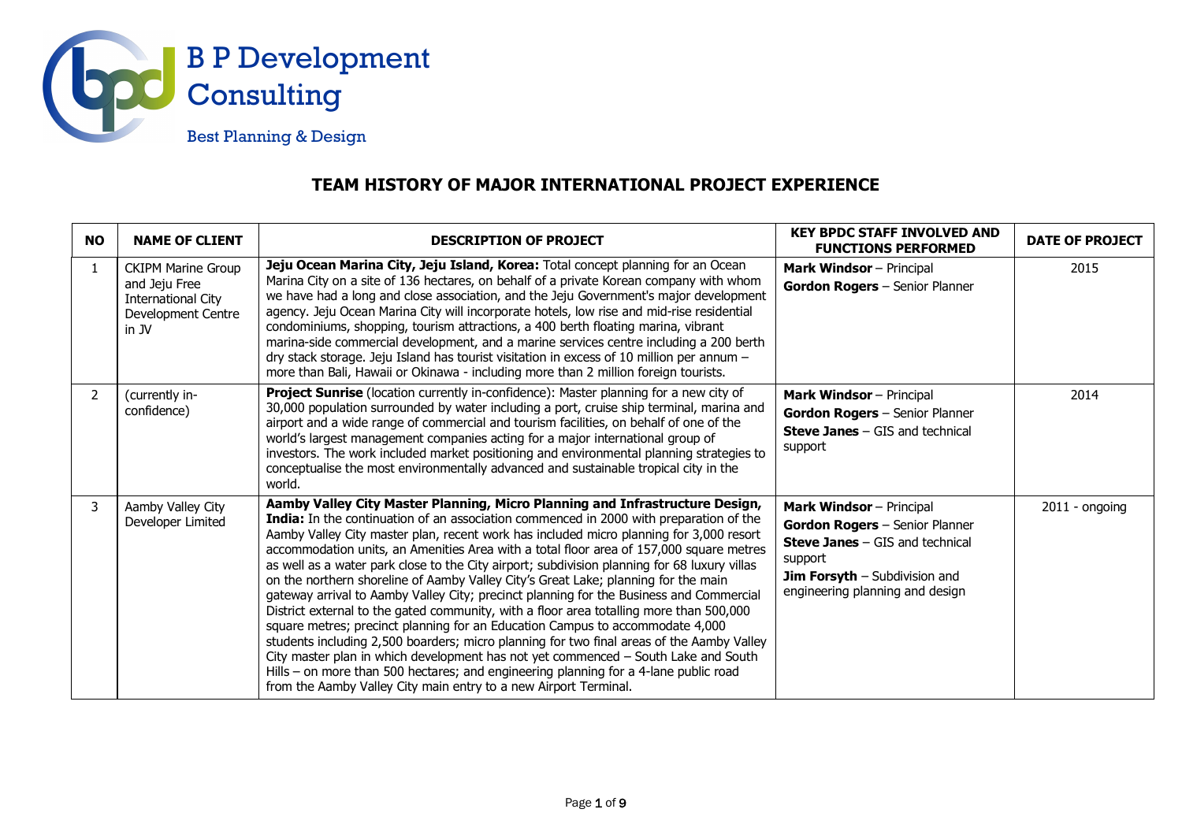B P Development Consulting

Best Planning & Design

# TEAM HISTORY OF MAJOR INTERNATIONAL PROJECT EXPERIENCE

| NO | NAME OF CLIENT | DESCRIPTION OF PROJECT | KEY BPDC STAFF INVOLVED AND FUNCTIONS PERFORMED | DATE OF PROJECT |
|---|---|---|---|---|
| 1 | CKIPM Marine Group and Jeju Free International City Development Centre in JV | **Jeju Ocean Marina City, Jeju Island, Korea:** Total concept planning for an Ocean Marina City on a site of 136 hectares, on behalf of a private Korean company with whom we have had a long and close association, and the Jeju Government's major development agency. Jeju Ocean Marina City will incorporate hotels, low rise and mid-rise residential condominiums, shopping, tourism attractions, a 400 berth floating marina, vibrant marina-side commercial development, and a marine services centre including a 200 berth dry stack storage. Jeju Island has tourist visitation in excess of 10 million per annum – more than Bali, Hawaii or Okinawa - including more than 2 million foreign tourists. | **Mark Windsor** – Principal<br>**Gordon Rogers** – Senior Planner | 2015 |
| 2 | (currently in-confidence) | **Project Sunrise** (location currently in-confidence): Master planning for a new city of 30,000 population surrounded by water including a port, cruise ship terminal, marina and airport and a wide range of commercial and tourism facilities, on behalf of one of the world's largest management companies acting for a major international group of investors. The work included market positioning and environmental planning strategies to conceptualise the most environmentally advanced and sustainable tropical city in the world. | **Mark Windsor** – Principal<br>**Gordon Rogers** – Senior Planner<br>**Steve Janes** – GIS and technical support | 2014 |
| 3 | Aamby Valley City Developer Limited | **Aamby Valley City Master Planning, Micro Planning and Infrastructure Design, India:** In the continuation of an association commenced in 2000 with preparation of the Aamby Valley City master plan, recent work has included micro planning for 3,000 resort accommodation units, an Amenities Area with a total floor area of 157,000 square metres as well as a water park close to the City airport; subdivision planning for 68 luxury villas on the northern shoreline of Aamby Valley City's Great Lake; planning for the main gateway arrival to Aamby Valley City; precinct planning for the Business and Commercial District external to the gated community, with a floor area totalling more than 500,000 square metres; precinct planning for an Education Campus to accommodate 4,000 students including 2,500 boarders; micro planning for two final areas of the Aamby Valley City master plan in which development has not yet commenced – South Lake and South Hills – on more than 500 hectares; and engineering planning for a 4-lane public road from the Aamby Valley City main entry to a new Airport Terminal. | **Mark Windsor** – Principal<br>**Gordon Rogers** – Senior Planner<br>**Steve Janes** – GIS and technical support<br>**Jim Forsyth** – Subdivision and engineering planning and design | 2011 - ongoing |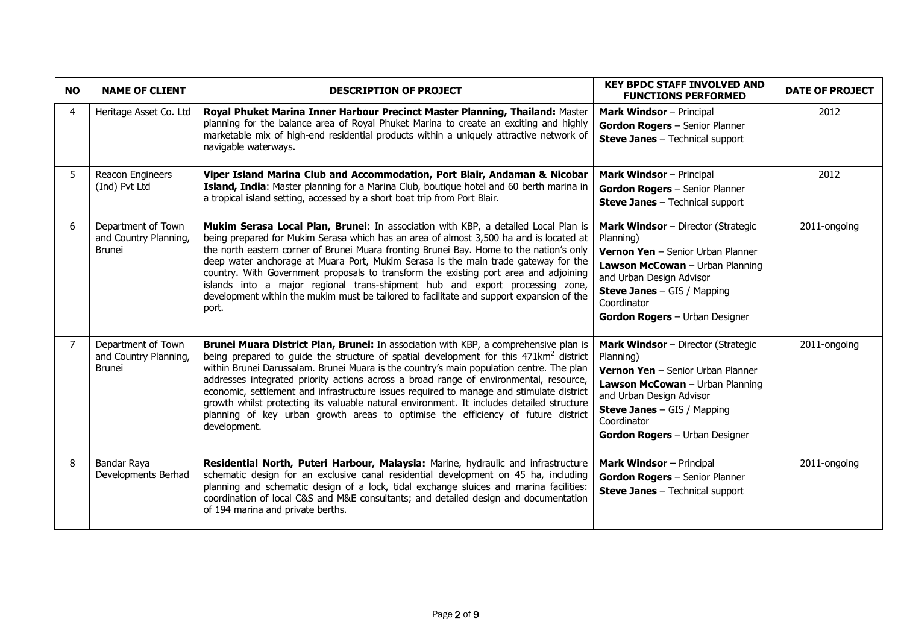| NO | NAME OF CLIENT | DESCRIPTION OF PROJECT | KEY BPDC STAFF INVOLVED AND FUNCTIONS PERFORMED | DATE OF PROJECT |
|---|---|---|---|---|
| 4 | Heritage Asset Co. Ltd | **Royal Phuket Marina Inner Harbour Precinct Master Planning, Thailand:** Master planning for the balance area of Royal Phuket Marina to create an exciting and highly marketable mix of high-end residential products within a uniquely attractive network of navigable waterways. | **Mark Windsor** – Principal<br>**Gordon Rogers** – Senior Planner<br>**Steve Janes** – Technical support | 2012 |
| 5 | Reacon Engineers (Ind) Pvt Ltd | **Viper Island Marina Club and Accommodation, Port Blair, Andaman & Nicobar Island, India**: Master planning for a Marina Club, boutique hotel and 60 berth marina in a tropical island setting, accessed by a short boat trip from Port Blair. | **Mark Windsor** – Principal<br>**Gordon Rogers** – Senior Planner<br>**Steve Janes** – Technical support | 2012 |
| 6 | Department of Town and Country Planning, Brunei | **Mukim Serasa Local Plan, Brunei**: In association with KBP, a detailed Local Plan is being prepared for Mukim Serasa which has an area of almost 3,500 ha and is located at the north eastern corner of Brunei Muara fronting Brunei Bay. Home to the nation's only deep water anchorage at Muara Port, Mukim Serasa is the main trade gateway for the country. With Government proposals to transform the existing port area and adjoining islands into a major regional trans-shipment hub and export processing zone, development within the mukim must be tailored to facilitate and support expansion of the port. | **Mark Windsor** – Director (Strategic Planning)<br>**Vernon Yen** – Senior Urban Planner<br>**Lawson McCowan** – Urban Planning and Urban Design Advisor<br>**Steve Janes** – GIS / Mapping Coordinator<br>**Gordon Rogers** – Urban Designer | 2011-ongoing |
| 7 | Department of Town and Country Planning, Brunei | **Brunei Muara District Plan, Brunei:** In association with KBP, a comprehensive plan is being prepared to guide the structure of spatial development for this 471km$^2$ district within Brunei Darussalam. Brunei Muara is the country's main population centre. The plan addresses integrated priority actions across a broad range of environmental, resource, economic, settlement and infrastructure issues required to manage and stimulate district growth whilst protecting its valuable natural environment. It includes detailed structure planning of key urban growth areas to optimise the efficiency of future district development. | **Mark Windsor** – Director (Strategic Planning)<br>**Vernon Yen** – Senior Urban Planner<br>**Lawson McCowan** – Urban Planning and Urban Design Advisor<br>**Steve Janes** – GIS / Mapping Coordinator<br>**Gordon Rogers** – Urban Designer | 2011-ongoing |
| 8 | Bandar Raya Developments Berhad | **Residential North, Puteri Harbour, Malaysia:** Marine, hydraulic and infrastructure schematic design for an exclusive canal residential development on 45 ha, including planning and schematic design of a lock, tidal exchange sluices and marina facilities: coordination of local C&S and M&E consultants; and detailed design and documentation of 194 marina and private berths. | **Mark Windsor –** Principal<br>**Gordon Rogers** – Senior Planner<br>**Steve Janes** – Technical support | 2011-ongoing |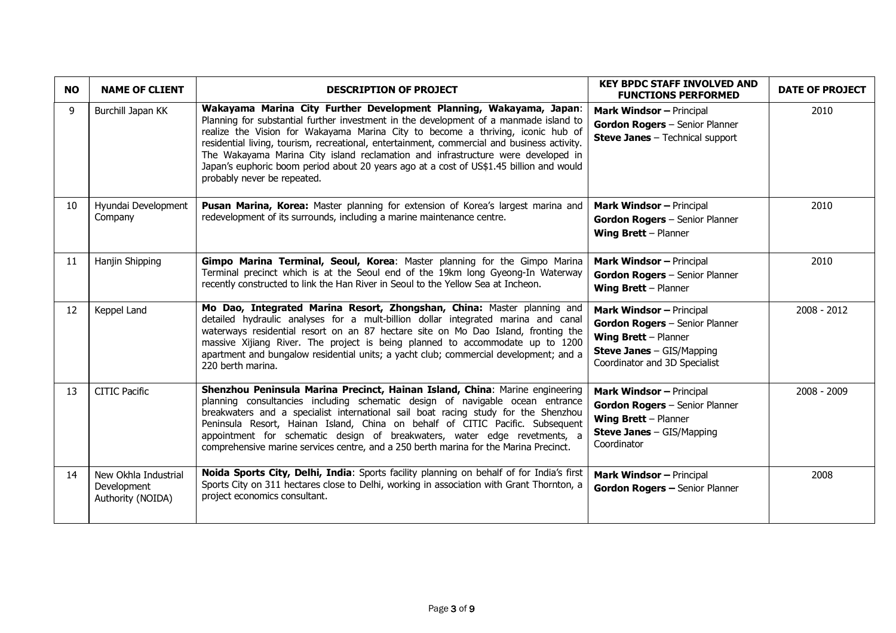| NO | NAME OF CLIENT | DESCRIPTION OF PROJECT | KEY BPDC STAFF INVOLVED AND FUNCTIONS PERFORMED | DATE OF PROJECT |
|---|---|---|---|---|
| 9 | Burchill Japan KK | **Wakayama Marina City Further Development Planning, Wakayama, Japan**: Planning for substantial further investment in the development of a manmade island to realize the Vision for Wakayama Marina City to become a thriving, iconic hub of residential living, tourism, recreational, entertainment, commercial and business activity. The Wakayama Marina City island reclamation and infrastructure were developed in Japan's euphoric boom period about 20 years ago at a cost of US$1.45 billion and would probably never be repeated. | **Mark Windsor –** Principal<br>**Gordon Rogers** – Senior Planner<br>**Steve Janes** – Technical support | 2010 |
| 10 | Hyundai Development Company | **Pusan Marina, Korea:** Master planning for extension of Korea's largest marina and redevelopment of its surrounds, including a marine maintenance centre. | **Mark Windsor –** Principal<br>**Gordon Rogers** – Senior Planner<br>**Wing Brett** – Planner | 2010 |
| 11 | Hanjin Shipping | **Gimpo Marina Terminal, Seoul, Korea**: Master planning for the Gimpo Marina Terminal precinct which is at the Seoul end of the 19km long Gyeong-In Waterway recently constructed to link the Han River in Seoul to the Yellow Sea at Incheon. | **Mark Windsor –** Principal<br>**Gordon Rogers** – Senior Planner<br>**Wing Brett** – Planner | 2010 |
| 12 | Keppel Land | **Mo Dao, Integrated Marina Resort, Zhongshan, China:** Master planning and detailed hydraulic analyses for a mult-billion dollar integrated marina and canal waterways residential resort on an 87 hectare site on Mo Dao Island, fronting the massive Xijiang River. The project is being planned to accommodate up to 1200 apartment and bungalow residential units; a yacht club; commercial development; and a 220 berth marina. | **Mark Windsor –** Principal<br>**Gordon Rogers** – Senior Planner<br>**Wing Brett** – Planner<br>**Steve Janes** – GIS/Mapping Coordinator and 3D Specialist | 2008 - 2012 |
| 13 | CITIC Pacific | **Shenzhou Peninsula Marina Precinct, Hainan Island, China**: Marine engineering planning consultancies including schematic design of navigable ocean entrance breakwaters and a specialist international sail boat racing study for the Shenzhou Peninsula Resort, Hainan Island, China on behalf of CITIC Pacific. Subsequent appointment for schematic design of breakwaters, water edge revetments, a comprehensive marine services centre, and a 250 berth marina for the Marina Precinct. | **Mark Windsor –** Principal<br>**Gordon Rogers** – Senior Planner<br>**Wing Brett** – Planner<br>**Steve Janes** – GIS/Mapping Coordinator | 2008 - 2009 |
| 14 | New Okhla Industrial Development Authority (NOIDA) | **Noida Sports City, Delhi, India**: Sports facility planning on behalf of for India's first Sports City on 311 hectares close to Delhi, working in association with Grant Thornton, a project economics consultant. | **Mark Windsor –** Principal<br>**Gordon Rogers –** Senior Planner | 2008 |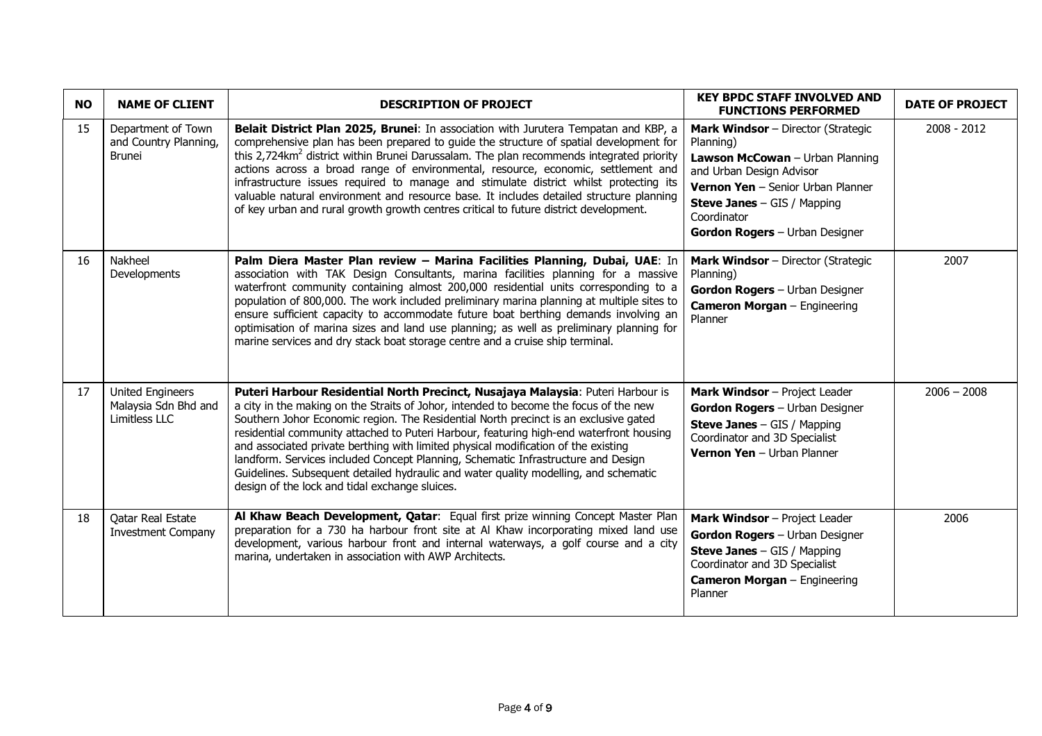| NO | NAME OF CLIENT | DESCRIPTION OF PROJECT | KEY BPDC STAFF INVOLVED AND FUNCTIONS PERFORMED | DATE OF PROJECT |
|---|---|---|---|---|
| 15 | Department of Town and Country Planning, Brunei | **Belait District Plan 2025, Brunei**: In association with Jurutera Tempatan and KBP, a comprehensive plan has been prepared to guide the structure of spatial development for this 2,724km$^2$ district within Brunei Darussalam. The plan recommends integrated priority actions across a broad range of environmental, resource, economic, settlement and infrastructure issues required to manage and stimulate district whilst protecting its valuable natural environment and resource base. It includes detailed structure planning of key urban and rural growth growth centres critical to future district development. | **Mark Windsor** – Director (Strategic Planning)<br>**Lawson McCowan** – Urban Planning and Urban Design Advisor<br>**Vernon Yen** – Senior Urban Planner<br>**Steve Janes** – GIS / Mapping Coordinator<br>**Gordon Rogers** – Urban Designer | 2008 - 2012 |
| 16 | Nakheel Developments | **Palm Diera Master Plan review – Marina Facilities Planning, Dubai, UAE**: In association with TAK Design Consultants, marina facilities planning for a massive waterfront community containing almost 200,000 residential units corresponding to a population of 800,000. The work included preliminary marina planning at multiple sites to ensure sufficient capacity to accommodate future boat berthing demands involving an optimisation of marina sizes and land use planning; as well as preliminary planning for marine services and dry stack boat storage centre and a cruise ship terminal. | **Mark Windsor** – Director (Strategic Planning)<br>**Gordon Rogers** – Urban Designer<br>**Cameron Morgan** – Engineering Planner | 2007 |
| 17 | United Engineers Malaysia Sdn Bhd and Limitless LLC | **Puteri Harbour Residential North Precinct, Nusajaya Malaysia**: Puteri Harbour is a city in the making on the Straits of Johor, intended to become the focus of the new Southern Johor Economic region. The Residential North precinct is an exclusive gated residential community attached to Puteri Harbour, featuring high-end waterfront housing and associated private berthing with limited physical modification of the existing landform. Services included Concept Planning, Schematic Infrastructure and Design Guidelines. Subsequent detailed hydraulic and water quality modelling, and schematic design of the lock and tidal exchange sluices. | **Mark Windsor** – Project Leader<br>**Gordon Rogers** – Urban Designer<br>**Steve Janes** – GIS / Mapping Coordinator and 3D Specialist<br>**Vernon Yen** – Urban Planner | 2006 – 2008 |
| 18 | Qatar Real Estate Investment Company | **Al Khaw Beach Development, Qatar**: Equal first prize winning Concept Master Plan preparation for a 730 ha harbour front site at Al Khaw incorporating mixed land use development, various harbour front and internal waterways, a golf course and a city marina, undertaken in association with AWP Architects. | **Mark Windsor** – Project Leader<br>**Gordon Rogers** – Urban Designer<br>**Steve Janes** – GIS / Mapping Coordinator and 3D Specialist<br>**Cameron Morgan** – Engineering Planner | 2006 |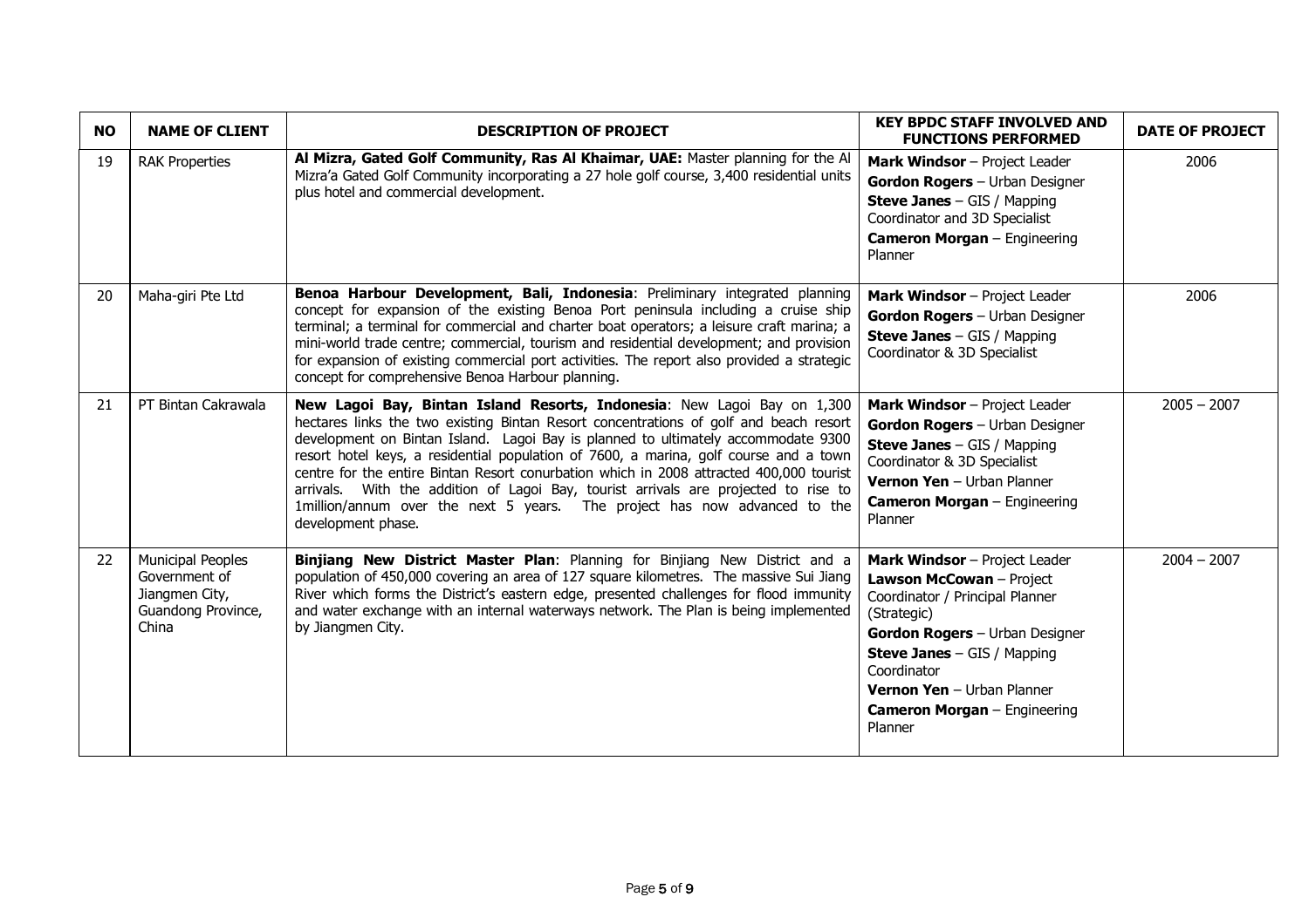| NO | NAME OF CLIENT | DESCRIPTION OF PROJECT | KEY BPDC STAFF INVOLVED AND FUNCTIONS PERFORMED | DATE OF PROJECT |
|---|---|---|---|---|
| 19 | RAK Properties | **Al Mizra, Gated Golf Community, Ras Al Khaimar, UAE:** Master planning for the Al Mizra'a Gated Golf Community incorporating a 27 hole golf course, 3,400 residential units plus hotel and commercial development. | **Mark Windsor** – Project Leader<br>**Gordon Rogers** – Urban Designer<br>**Steve Janes** – GIS / Mapping Coordinator and 3D Specialist<br>**Cameron Morgan** – Engineering Planner | 2006 |
| 20 | Maha-giri Pte Ltd | **Benoa Harbour Development, Bali, Indonesia**: Preliminary integrated planning concept for expansion of the existing Benoa Port peninsula including a cruise ship terminal; a terminal for commercial and charter boat operators; a leisure craft marina; a mini-world trade centre; commercial, tourism and residential development; and provision for expansion of existing commercial port activities. The report also provided a strategic concept for comprehensive Benoa Harbour planning. | **Mark Windsor** – Project Leader<br>**Gordon Rogers** – Urban Designer<br>**Steve Janes** – GIS / Mapping Coordinator & 3D Specialist | 2006 |
| 21 | PT Bintan Cakrawala | **New Lagoi Bay, Bintan Island Resorts, Indonesia**: New Lagoi Bay on 1,300 hectares links the two existing Bintan Resort concentrations of golf and beach resort development on Bintan Island. Lagoi Bay is planned to ultimately accommodate 9300 resort hotel keys, a residential population of 7600, a marina, golf course and a town centre for the entire Bintan Resort conurbation which in 2008 attracted 400,000 tourist arrivals. With the addition of Lagoi Bay, tourist arrivals are projected to rise to 1million/annum over the next 5 years. The project has now advanced to the development phase. | **Mark Windsor** – Project Leader<br>**Gordon Rogers** – Urban Designer<br>**Steve Janes** – GIS / Mapping Coordinator & 3D Specialist<br>**Vernon Yen** – Urban Planner<br>**Cameron Morgan** – Engineering Planner | 2005 – 2007 |
| 22 | Municipal Peoples Government of Jiangmen City, Guandong Province, China | **Binjiang New District Master Plan**: Planning for Binjiang New District and a population of 450,000 covering an area of 127 square kilometres. The massive Sui Jiang River which forms the District's eastern edge, presented challenges for flood immunity and water exchange with an internal waterways network. The Plan is being implemented by Jiangmen City. | **Mark Windsor** – Project Leader<br>**Lawson McCowan** – Project Coordinator / Principal Planner (Strategic)<br>**Gordon Rogers** – Urban Designer<br>**Steve Janes** – GIS / Mapping Coordinator<br>**Vernon Yen** – Urban Planner<br>**Cameron Morgan** – Engineering Planner | 2004 – 2007 |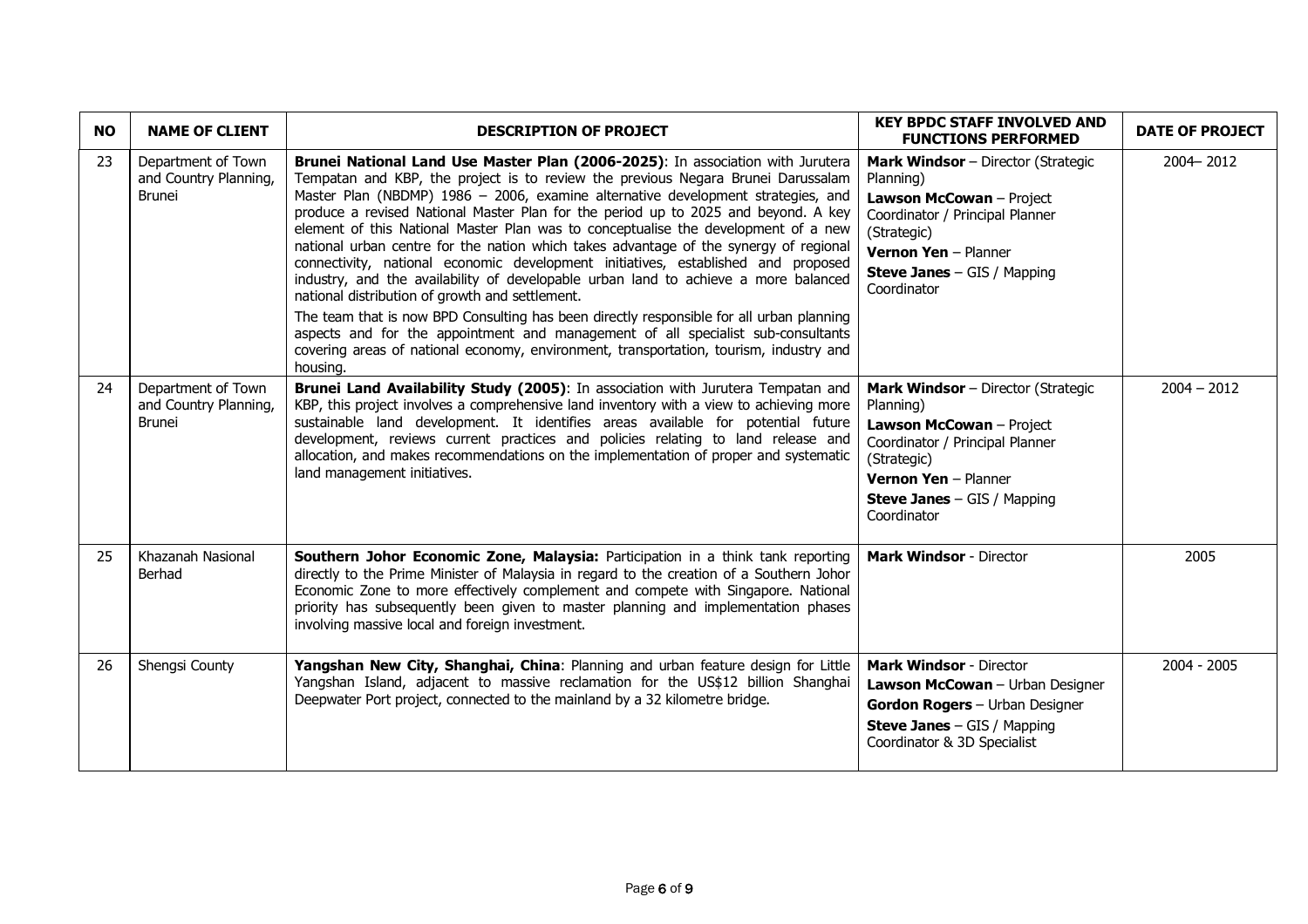| NO | NAME OF CLIENT | DESCRIPTION OF PROJECT | KEY BPDC STAFF INVOLVED AND FUNCTIONS PERFORMED | DATE OF PROJECT |
|---|---|---|---|---|
| 23 | Department of Town and Country Planning, Brunei | **Brunei National Land Use Master Plan (2006-2025)**: In association with Jurutera Tempatan and KBP, the project is to review the previous Negara Brunei Darussalam Master Plan (NBDMP) 1986 – 2006, examine alternative development strategies, and produce a revised National Master Plan for the period up to 2025 and beyond. A key element of this National Master Plan was to conceptualise the development of a new national urban centre for the nation which takes advantage of the synergy of regional connectivity, national economic development initiatives, established and proposed industry, and the availability of developable urban land to achieve a more balanced national distribution of growth and settlement.<br>The team that is now BPD Consulting has been directly responsible for all urban planning aspects and for the appointment and management of all specialist sub-consultants covering areas of national economy, environment, transportation, tourism, industry and housing. | **Mark Windsor** – Director (Strategic Planning)<br>**Lawson McCowan** – Project Coordinator / Principal Planner (Strategic)<br>**Vernon Yen** – Planner<br>**Steve Janes** – GIS / Mapping Coordinator | 2004– 2012 |
| 24 | Department of Town and Country Planning, Brunei | **Brunei Land Availability Study (2005)**: In association with Jurutera Tempatan and KBP, this project involves a comprehensive land inventory with a view to achieving more sustainable land development. It identifies areas available for potential future development, reviews current practices and policies relating to land release and allocation, and makes recommendations on the implementation of proper and systematic land management initiatives. | **Mark Windsor** – Director (Strategic Planning)<br>**Lawson McCowan** – Project Coordinator / Principal Planner (Strategic)<br>**Vernon Yen** – Planner<br>**Steve Janes** – GIS / Mapping Coordinator | 2004 – 2012 |
| 25 | Khazanah Nasional Berhad | **Southern Johor Economic Zone, Malaysia:** Participation in a think tank reporting directly to the Prime Minister of Malaysia in regard to the creation of a Southern Johor Economic Zone to more effectively complement and compete with Singapore. National priority has subsequently been given to master planning and implementation phases involving massive local and foreign investment. | **Mark Windsor** - Director | 2005 |
| 26 | Shengsi County | **Yangshan New City, Shanghai, China**: Planning and urban feature design for Little Yangshan Island, adjacent to massive reclamation for the US$12 billion Shanghai Deepwater Port project, connected to the mainland by a 32 kilometre bridge. | **Mark Windsor** - Director<br>**Lawson McCowan** – Urban Designer<br>**Gordon Rogers** – Urban Designer<br>**Steve Janes** – GIS / Mapping Coordinator & 3D Specialist | 2004 - 2005 |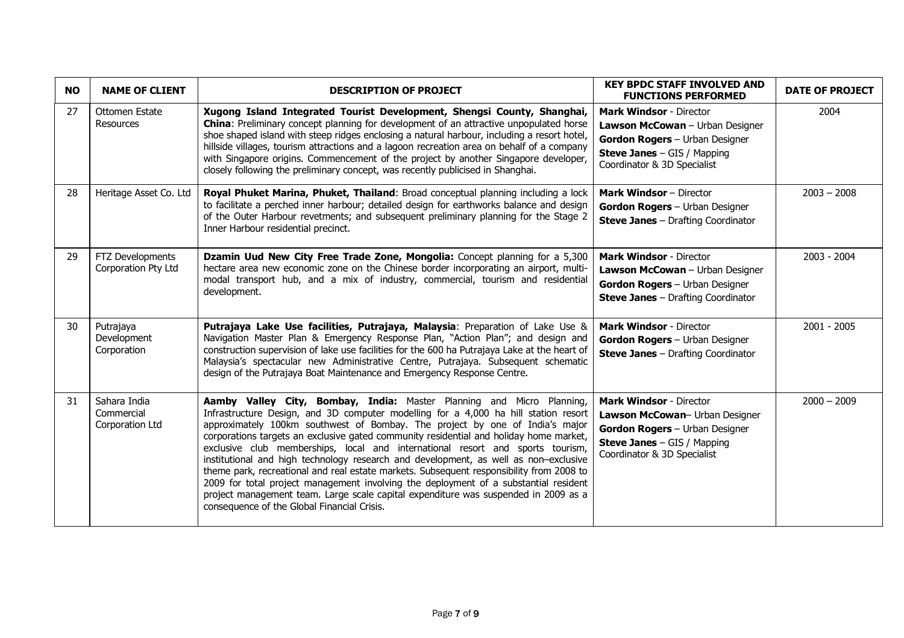| NO | NAME OF CLIENT | DESCRIPTION OF PROJECT | KEY BPDC STAFF INVOLVED AND FUNCTIONS PERFORMED | DATE OF PROJECT |
|---|---|---|---|---|
| 27 | Ottomen Estate Resources | **Xugong Island Integrated Tourist Development, Shengsi County, Shanghai, China**: Preliminary concept planning for development of an attractive unpopulated horse shoe shaped island with steep ridges enclosing a natural harbour, including a resort hotel, hillside villages, tourism attractions and a lagoon recreation area on behalf of a company with Singapore origins. Commencement of the project by another Singapore developer, closely following the preliminary concept, was recently publicised in Shanghai. | **Mark Windsor** - Director<br>**Lawson McCowan** – Urban Designer<br>**Gordon Rogers** – Urban Designer<br>**Steve Janes** – GIS / Mapping Coordinator & 3D Specialist | 2004 |
| 28 | Heritage Asset Co. Ltd | **Royal Phuket Marina, Phuket, Thailand**: Broad conceptual planning including a lock to facilitate a perched inner harbour; detailed design for earthworks balance and design of the Outer Harbour revetments; and subsequent preliminary planning for the Stage 2 Inner Harbour residential precinct. | **Mark Windsor** – Director<br>**Gordon Rogers** – Urban Designer<br>**Steve Janes** – Drafting Coordinator | 2003 – 2008 |
| 29 | FTZ Developments Corporation Pty Ltd | **Dzamin Uud New City Free Trade Zone, Mongolia:** Concept planning for a 5,300 hectare area new economic zone on the Chinese border incorporating an airport, multi-modal transport hub, and a mix of industry, commercial, tourism and residential development. | **Mark Windsor** - Director<br>**Lawson McCowan** – Urban Designer<br>**Gordon Rogers** – Urban Designer<br>**Steve Janes** – Drafting Coordinator | 2003 - 2004 |
| 30 | Putrajaya Development Corporation | **Putrajaya Lake Use facilities, Putrajaya, Malaysia**: Preparation of Lake Use & Navigation Master Plan & Emergency Response Plan, "Action Plan"; and design and construction supervision of lake use facilities for the 600 ha Putrajaya Lake at the heart of Malaysia's spectacular new Administrative Centre, Putrajaya. Subsequent schematic design of the Putrajaya Boat Maintenance and Emergency Response Centre. | **Mark Windsor** - Director<br>**Gordon Rogers** – Urban Designer<br>**Steve Janes** – Drafting Coordinator | 2001 - 2005 |
| 31 | Sahara India Commercial Corporation Ltd | **Aamby Valley City, Bombay, India:** Master Planning and Micro Planning, Infrastructure Design, and 3D computer modelling for a 4,000 ha hill station resort approximately 100km southwest of Bombay. The project by one of India's major corporations targets an exclusive gated community residential and holiday home market, exclusive club memberships, local and international resort and sports tourism, institutional and high technology research and development, as well as non–exclusive theme park, recreational and real estate markets. Subsequent responsibility from 2008 to 2009 for total project management involving the deployment of a substantial resident project management team. Large scale capital expenditure was suspended in 2009 as a consequence of the Global Financial Crisis. | **Mark Windsor** - Director<br>**Lawson McCowan**– Urban Designer<br>**Gordon Rogers** – Urban Designer<br>**Steve Janes** – GIS / Mapping Coordinator & 3D Specialist | 2000 – 2009 |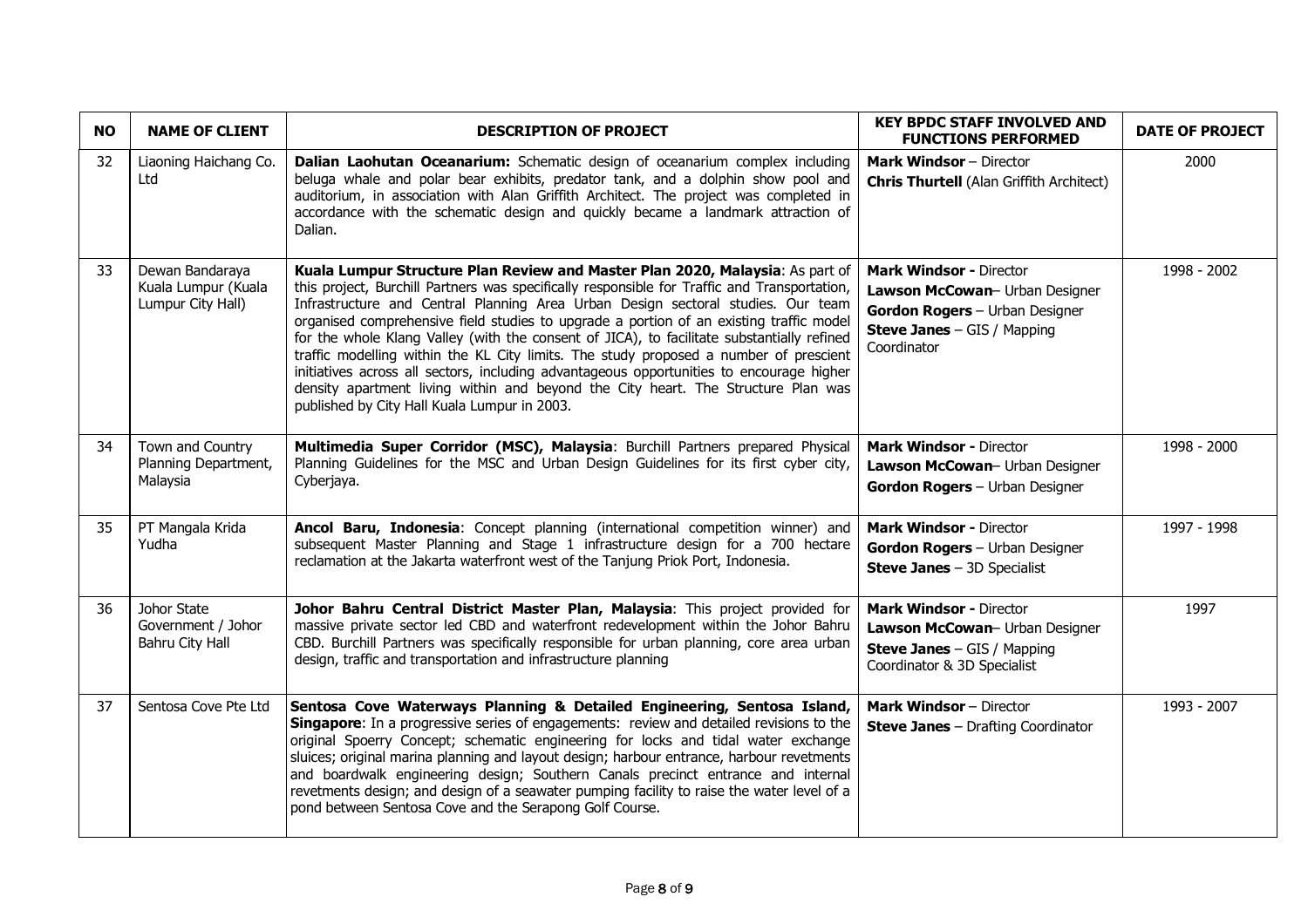| NO | NAME OF CLIENT | DESCRIPTION OF PROJECT | KEY BPDC STAFF INVOLVED AND FUNCTIONS PERFORMED | DATE OF PROJECT |
|---|---|---|---|---|
| 32 | Liaoning Haichang Co. Ltd | **Dalian Laohutan Oceanarium:** Schematic design of oceanarium complex including beluga whale and polar bear exhibits, predator tank, and a dolphin show pool and auditorium, in association with Alan Griffith Architect. The project was completed in accordance with the schematic design and quickly became a landmark attraction of Dalian. | **Mark Windsor** – Director<br>**Chris Thurtell** (Alan Griffith Architect) | 2000 |
| 33 | Dewan Bandaraya Kuala Lumpur (Kuala Lumpur City Hall) | **Kuala Lumpur Structure Plan Review and Master Plan 2020, Malaysia**: As part of this project, Burchill Partners was specifically responsible for Traffic and Transportation, Infrastructure and Central Planning Area Urban Design sectoral studies. Our team organised comprehensive field studies to upgrade a portion of an existing traffic model for the whole Klang Valley (with the consent of JICA), to facilitate substantially refined traffic modelling within the KL City limits. The study proposed a number of prescient initiatives across all sectors, including advantageous opportunities to encourage higher density apartment living within and beyond the City heart. The Structure Plan was published by City Hall Kuala Lumpur in 2003. | **Mark Windsor -** Director<br>**Lawson McCowan**– Urban Designer<br>**Gordon Rogers** – Urban Designer<br>**Steve Janes** – GIS / Mapping Coordinator | 1998 - 2002 |
| 34 | Town and Country Planning Department, Malaysia | **Multimedia Super Corridor (MSC), Malaysia**: Burchill Partners prepared Physical Planning Guidelines for the MSC and Urban Design Guidelines for its first cyber city, Cyberjaya. | **Mark Windsor -** Director<br>**Lawson McCowan**– Urban Designer<br>**Gordon Rogers** – Urban Designer | 1998 - 2000 |
| 35 | PT Mangala Krida Yudha | **Ancol Baru, Indonesia**: Concept planning (international competition winner) and subsequent Master Planning and Stage 1 infrastructure design for a 700 hectare reclamation at the Jakarta waterfront west of the Tanjung Priok Port, Indonesia. | **Mark Windsor -** Director<br>**Gordon Rogers** – Urban Designer<br>**Steve Janes** – 3D Specialist | 1997 - 1998 |
| 36 | Johor State Government / Johor Bahru City Hall | **Johor Bahru Central District Master Plan, Malaysia**: This project provided for massive private sector led CBD and waterfront redevelopment within the Johor Bahru CBD. Burchill Partners was specifically responsible for urban planning, core area urban design, traffic and transportation and infrastructure planning | **Mark Windsor -** Director<br>**Lawson McCowan**– Urban Designer<br>**Steve Janes** – GIS / Mapping Coordinator & 3D Specialist | 1997 |
| 37 | Sentosa Cove Pte Ltd | **Sentosa Cove Waterways Planning & Detailed Engineering, Sentosa Island, Singapore**: In a progressive series of engagements: review and detailed revisions to the original Spoerry Concept; schematic engineering for locks and tidal water exchange sluices; original marina planning and layout design; harbour entrance, harbour revetments and boardwalk engineering design; Southern Canals precinct entrance and internal revetments design; and design of a seawater pumping facility to raise the water level of a pond between Sentosa Cove and the Serapong Golf Course. | **Mark Windsor** – Director<br>**Steve Janes** – Drafting Coordinator | 1993 - 2007 |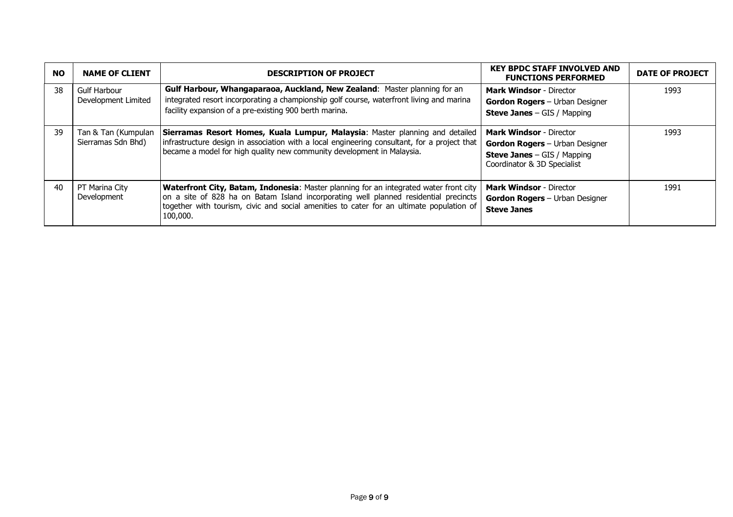| NO | NAME OF CLIENT | DESCRIPTION OF PROJECT | KEY BPDC STAFF INVOLVED AND FUNCTIONS PERFORMED | DATE OF PROJECT |
|---|---|---|---|---|
| 38 | Gulf Harbour Development Limited | **Gulf Harbour, Whangaparaoa, Auckland, New Zealand**: Master planning for an integrated resort incorporating a championship golf course, waterfront living and marina facility expansion of a pre-existing 900 berth marina. | **Mark Windsor** - Director<br>**Gordon Rogers** – Urban Designer<br>**Steve Janes** – GIS / Mapping | 1993 |
| 39 | Tan & Tan (Kumpulan Sierramas Sdn Bhd) | **Sierramas Resort Homes, Kuala Lumpur, Malaysia**: Master planning and detailed infrastructure design in association with a local engineering consultant, for a project that became a model for high quality new community development in Malaysia. | **Mark Windsor** - Director<br>**Gordon Rogers** – Urban Designer<br>**Steve Janes** – GIS / Mapping Coordinator & 3D Specialist | 1993 |
| 40 | PT Marina City Development | **Waterfront City, Batam, Indonesia**: Master planning for an integrated water front city on a site of 828 ha on Batam Island incorporating well planned residential precincts together with tourism, civic and social amenities to cater for an ultimate population of 100,000. | **Mark Windsor** - Director<br>**Gordon Rogers** – Urban Designer<br>**Steve Janes** | 1991 |